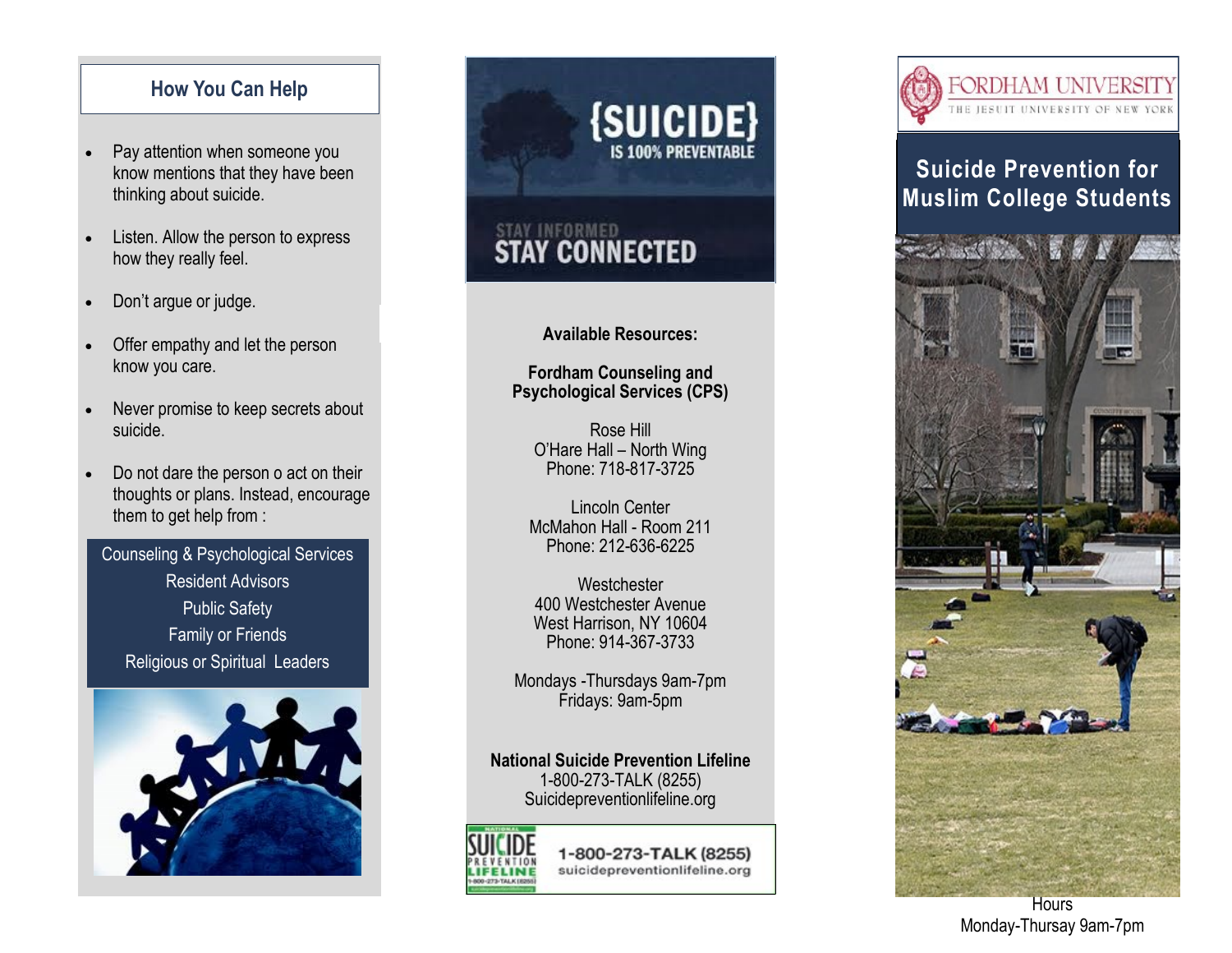## How You Can Help

- Pay attention when someone you know mentions that they have been thinking about suicide.
- Listen. Allow the person to express how they really feel.
- Don't argue or judge.
- Offer empathy and let the person know you care.
- Never promise to keep secrets about suicide.
- Do not dare the person o act on their thoughts or plans. Instead, encourage them to get help from :

Counseling & Psychological Services
Resident Advisors
Public Safety
Family or Friends
Religious or Spiritual Leaders

{SUICIDE} IS 100% PREVENTABLE

STAY INFORMED
STAY CONNECTED

**Available Resources:**

**Fordham Counseling and Psychological Services (CPS)**

Rose Hill
O'Hare Hall – North Wing
Phone: 718-817-3725

Lincoln Center
McMahon Hall - Room 211
Phone: 212-636-6225

Westchester
400 Westchester Avenue
West Harrison, NY 10604
Phone: 914-367-3733

Mondays -Thursdays 9am-7pm
Fridays: 9am-5pm

**National Suicide Prevention Lifeline**
1-800-273-TALK (8255)
Suicidepreventionlifeline.org

NATIONAL SUICIDE PREVENTION LIFELINE
1-800-273-TALK (8255)
suicidepreventionlifeline.org

FORDHAM UNIVERSITY
THE JESUIT UNIVERSITY OF NEW YORK

# Suicide Prevention for Muslim College Students

Hours
Monday-Thursay 9am-7pm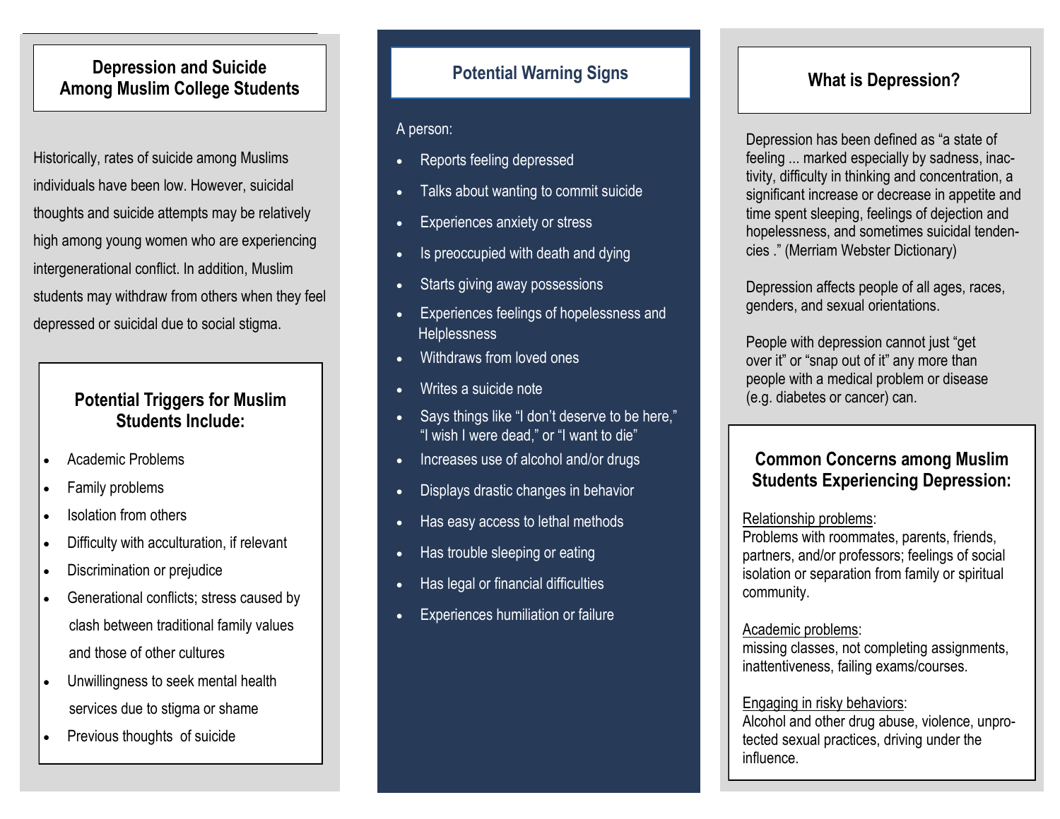## Depression and Suicide Among Muslim College Students

Historically, rates of suicide among Muslims individuals have been low. However, suicidal thoughts and suicide attempts may be relatively high among young women who are experiencing intergenerational conflict. In addition, Muslim students may withdraw from others when they feel depressed or suicidal due to social stigma.

### Potential Triggers for Muslim Students Include:

- Academic Problems
- Family problems
- Isolation from others
- Difficulty with acculturation, if relevant
- Discrimination or prejudice
- Generational conflicts; stress caused by clash between traditional family values and those of other cultures
- Unwillingness to seek mental health services due to stigma or shame
- Previous thoughts of suicide

## Potential Warning Signs

A person:

- Reports feeling depressed
- Talks about wanting to commit suicide
- Experiences anxiety or stress
- Is preoccupied with death and dying
- Starts giving away possessions
- Experiences feelings of hopelessness and Helplessness
- Withdraws from loved ones
- Writes a suicide note
- Says things like "I don't deserve to be here," "I wish I were dead," or "I want to die"
- Increases use of alcohol and/or drugs
- Displays drastic changes in behavior
- Has easy access to lethal methods
- Has trouble sleeping or eating
- Has legal or financial difficulties
- Experiences humiliation or failure

## What is Depression?

Depression has been defined as "a state of feeling ... marked especially by sadness, inactivity, difficulty in thinking and concentration, a significant increase or decrease in appetite and time spent sleeping, feelings of dejection and hopelessness, and sometimes suicidal tendencies ." (Merriam Webster Dictionary)

Depression affects people of all ages, races, genders, and sexual orientations.

People with depression cannot just "get over it" or "snap out of it" any more than people with a medical problem or disease (e.g. diabetes or cancer) can.

### Common Concerns among Muslim Students Experiencing Depression:

Relationship problems:
Problems with roommates, parents, friends, partners, and/or professors; feelings of social isolation or separation from family or spiritual community.

Academic problems:
missing classes, not completing assignments, inattentiveness, failing exams/courses.

Engaging in risky behaviors:
Alcohol and other drug abuse, violence, unprotected sexual practices, driving under the influence.